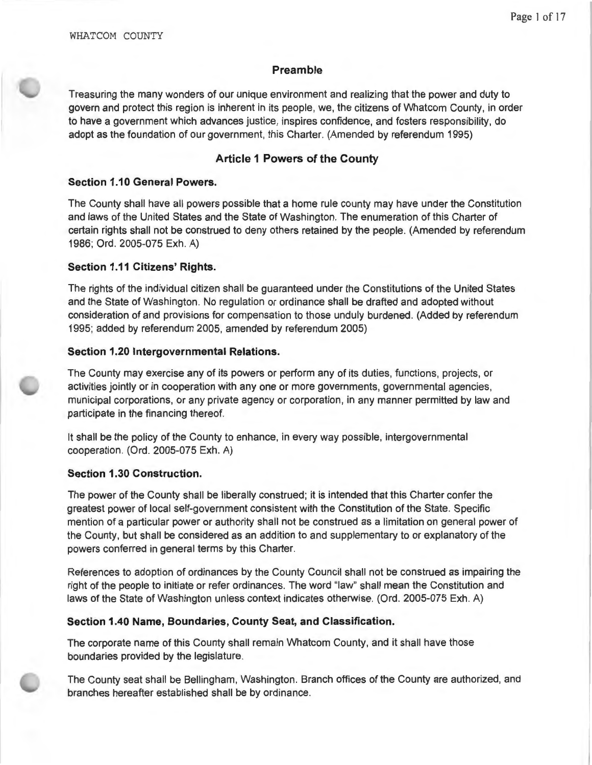## Preamble

Treasuring the many wonders of our unique environment and realizing that the power and duty to govern and protect this region is inherent in its people, we, the citizens of Whatcom County, in order to have a government which advances justice, inspires confidence, and fosters responsibility, do adopt as the foundation of our government, this Charter. (Amended by referendum 1995)

## Article 1 Powers of the County

### Section 1.10 General Powers.

The County shall have all powers possible that a home rule county may have under the Constitution and laws of the United States and the State of Washington. The enumeration of this Charter of certain rights shall not be construed to deny others retained by the people. (Amended by referendum 1986; Ord. 2005-075 Exh. A)

### Section 1.11 Citizens' Rights.

The rights of the individual citizen shall be guaranteed under the Constitutions of the United States and the State of Washington. No regulation or ordinance shall be drafted and adopted without consideration of and provisions for compensation to those unduly burdened. (Added by referendum 1995; added by referendum 2005, amended by referendum 2005)

### Section 1.20 Intergovernmental Relations.

The County may exercise any of its powers or perform any of its duties, functions, projects, or activities jointly or in cooperation with any one or more governments, governmental agencies, municipal corporations, or any private agency or corporation, in any manner permitted by law and participate in the financing thereof.

It shall be the policy of the County to enhance, in every way possible, intergovernmental cooperation. (Ord. 2005-075 Exh. A)

### Section 1.30 Construction.

The power of the County shall be liberally construed; it is intended that this Charter confer the greatest power of local self-government consistent with the Constitution of the State. Specific mention of a particular power or authority shall not be construed as a limitation on general power of the County, but shall be considered as an addition to and supplementary to or explanatory of the powers conferred in general terms by this Charter.

References to adoption of ordinances by the County Council shall not be construed as impairing the right of the people to initiate or refer ordinances. The word "law" shall mean the Constitution and laws of the State of Washington unless context indicates otherwise. (Ord. 2005-075 Exh. A)

### Section 1.40 Name, Boundaries, County Seat, and Classification.

The corporate name of this County shall remain Whatcom County, and it shall have those boundaries provided by the legislature.

The County seat shall be Bellingham, Washington. Branch offices of the County are authorized, and branches hereafter established shall be by ordinance.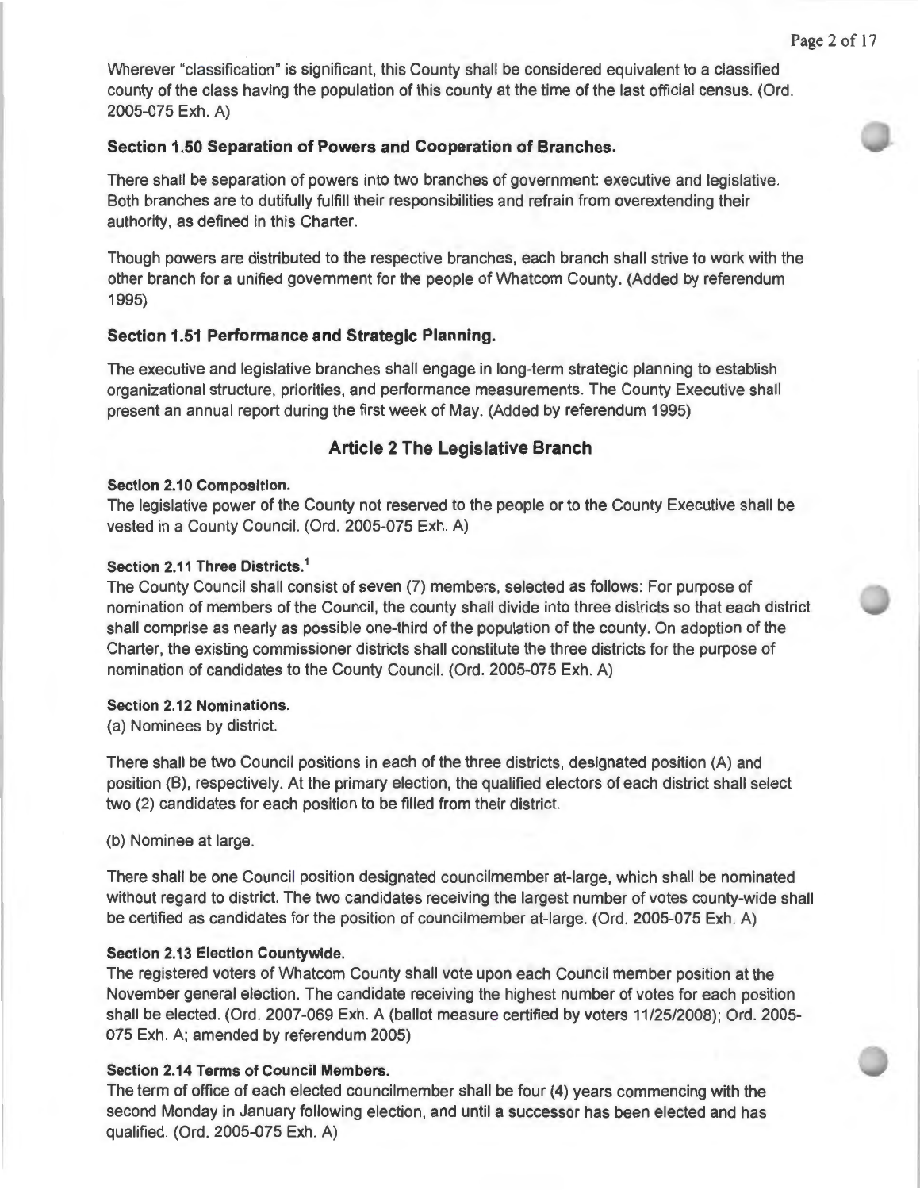Wherever "classification" is significant, this County shall be considered equivalent to a classified county of the class having the population of this county at the time of the last official census. (Ord. 2005-075 Exh. A)

### Section 1.50 Separation of Powers and Cooperation of Branches.

There shall be separation of powers into two branches of government: executive and legislative. Both branches are to dutifully fulfill their responsibilities and refrain from overextending their authority, as defined in this Charter.

Though powers are distributed to the respective branches, each branch shall strive to work with the other branch for a unified government for the people of Whatcom County. (Added by referendum 1995)

### Section 1.51 Performance and Strategic Planning.

The executive and legislative branches shall engage in long-term strategic planning to establish organizational structure, priorities, and performance measurements. The County Executive shall present an annual report during the first week of May. (Added by referendum 1995)

## Article 2 The Legislative Branch

#### Section 2.10 Composition.

The legislative power of the County not reserved to the people or to the County Executive shall be vested in a County Council. (Ord. 2005-075 Exh. A)

#### Section 2.11 Three Districts.[1]

The County Council shall consist of seven (7) members, selected as follows: For purpose of nomination of members of the Council, the county shall divide into three districts so that each district shall comprise as nearly as possible one-third of the population of the county. On adoption of the Charter, the existing commissioner districts shall constitute the three districts for the purpose of nomination of candidates to the County Council. (Ord. 2005-075 Exh. A)

#### Section 2.12 Nominations.

(a) Nominees by district.

There shall be two Council positions in each of the three districts, designated position (A) and position (B), respectively. At the primary election, the qualified electors of each district shall select two (2) candidates for each position to be filled from their district.

(b) Nominee at large.

There shall be one Council position designated councilmember at-large, which shall be nominated without regard to district. The two candidates receiving the largest number of votes county-wide shall be certified as candidates for the position of councilmember at-large. (Ord. 2005-075 Exh. A)

#### Section 2.13 Election Countywide.

The registered voters of Whatcom County shall vote upon each Council member position at the November general election. The candidate receiving the highest number of votes for each position shall be elected. (Ord. 2007-069 Exh. A (ballot measure certified by voters 11/25/2008); Ord. 2005-075 Exh. A; amended by referendum 2005)

#### Section 2.14 Terms of Council Members.

The term of office of each elected councilmember shall be four (4) years commencing with the second Monday in January following election, and until a successor has been elected and has qualified. (Ord. 2005-075 Exh. A)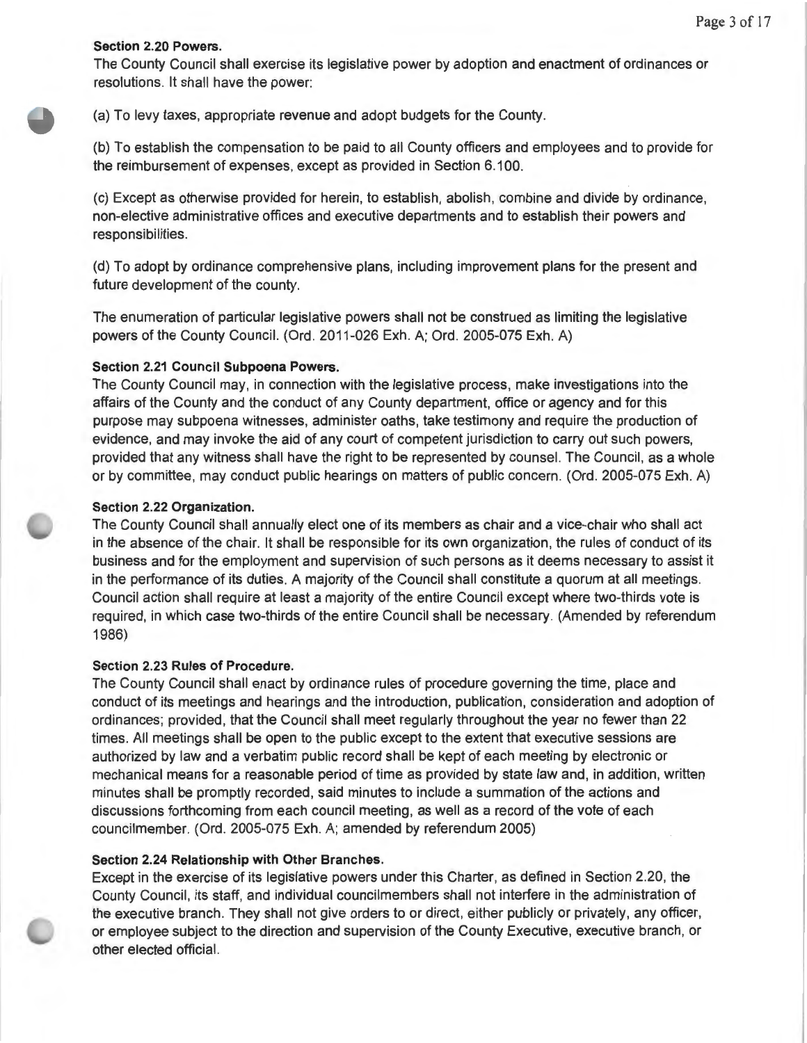**Section 2.20 Powers.**

The County Council shall exercise its legislative power by adoption and enactment of ordinances or resolutions. It shall have the power:

(a) To levy taxes, appropriate revenue and adopt budgets for the County.

(b) To establish the compensation to be paid to all County officers and employees and to provide for the reimbursement of expenses, except as provided in Section 6.100.

(c) Except as otherwise provided for herein, to establish, abolish, combine and divide by ordinance, non-elective administrative offices and executive departments and to establish their powers and responsibilities.

(d) To adopt by ordinance comprehensive plans, including improvement plans for the present and future development of the county.

The enumeration of particular legislative powers shall not be construed as limiting the legislative powers of the County Council. (Ord. 2011-026 Exh. A; Ord. 2005-075 Exh. A)

**Section 2.21 Council Subpoena Powers.**

The County Council may, in connection with the legislative process, make investigations into the affairs of the County and the conduct of any County department, office or agency and for this purpose may subpoena witnesses, administer oaths, take testimony and require the production of evidence, and may invoke the aid of any court of competent jurisdiction to carry out such powers, provided that any witness shall have the right to be represented by counsel. The Council, as a whole or by committee, may conduct public hearings on matters of public concern. (Ord. 2005-075 Exh. A)

**Section 2.22 Organization.**

The County Council shall annually elect one of its members as chair and a vice-chair who shall act in the absence of the chair. It shall be responsible for its own organization, the rules of conduct of its business and for the employment and supervision of such persons as it deems necessary to assist it in the performance of its duties. A majority of the Council shall constitute a quorum at all meetings. Council action shall require at least a majority of the entire Council except where two-thirds vote is required, in which case two-thirds of the entire Council shall be necessary. (Amended by referendum 1986)

**Section 2.23 Rules of Procedure.**

The County Council shall enact by ordinance rules of procedure governing the time, place and conduct of its meetings and hearings and the introduction, publication, consideration and adoption of ordinances; provided, that the Council shall meet regularly throughout the year no fewer than 22 times. All meetings shall be open to the public except to the extent that executive sessions are authorized by law and a verbatim public record shall be kept of each meeting by electronic or mechanical means for a reasonable period of time as provided by state law and, in addition, written minutes shall be promptly recorded, said minutes to include a summation of the actions and discussions forthcoming from each council meeting, as well as a record of the vote of each councilmember. (Ord. 2005-075 Exh. A; amended by referendum 2005)

**Section 2.24 Relationship with Other Branches.**

Except in the exercise of its legislative powers under this Charter, as defined in Section 2.20, the County Council, its staff, and individual councilmembers shall not interfere in the administration of the executive branch. They shall not give orders to or direct, either publicly or privately, any officer, or employee subject to the direction and supervision of the County Executive, executive branch, or other elected official.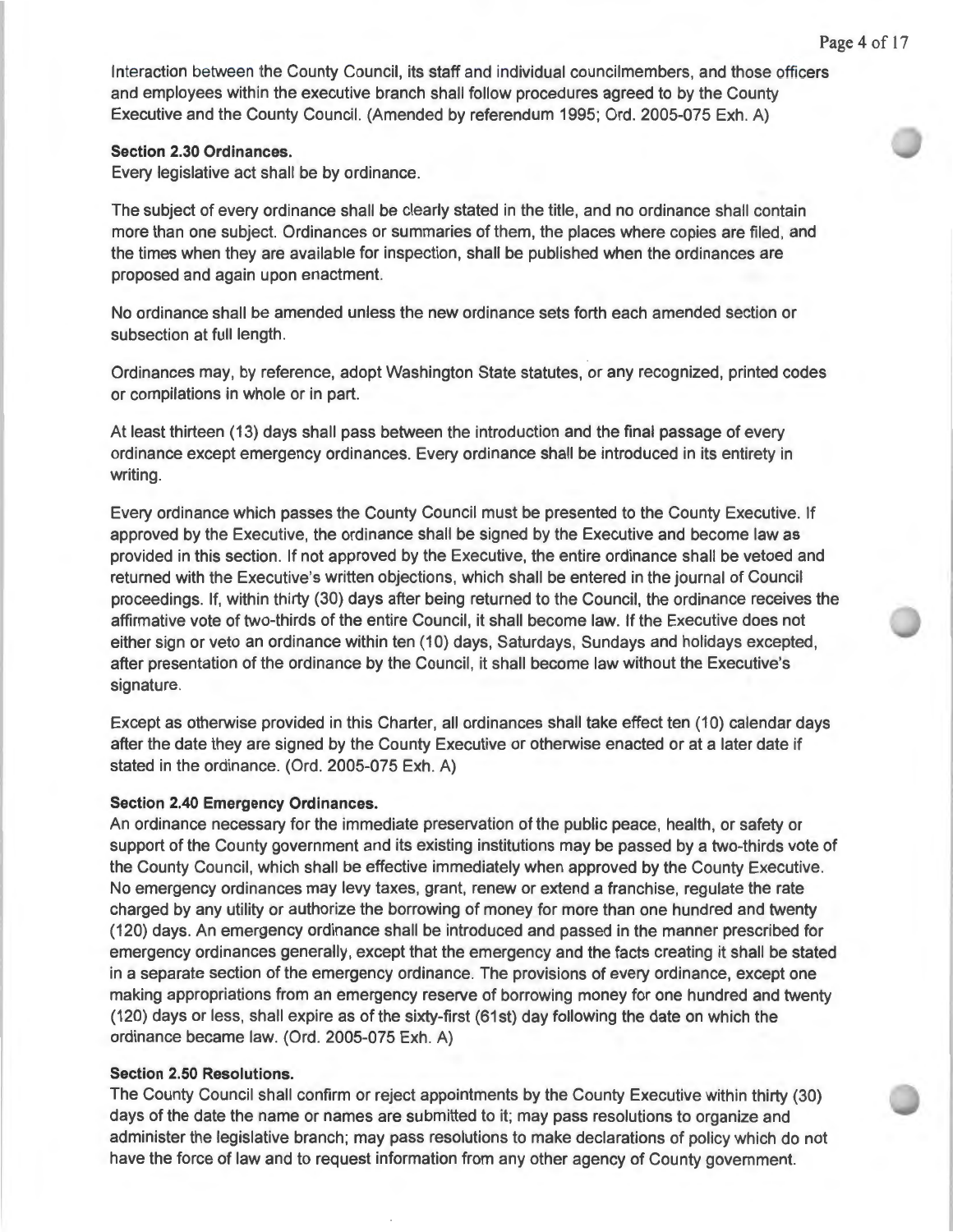Interaction between the County Council, its staff and individual councilmembers, and those officers and employees within the executive branch shall follow procedures agreed to by the County Executive and the County Council. (Amended by referendum 1995; Ord. 2005-075 Exh. A)

**Section 2.30 Ordinances.**
Every legislative act shall be by ordinance.

The subject of every ordinance shall be clearly stated in the title, and no ordinance shall contain more than one subject. Ordinances or summaries of them, the places where copies are filed, and the times when they are available for inspection, shall be published when the ordinances are proposed and again upon enactment.

No ordinance shall be amended unless the new ordinance sets forth each amended section or subsection at full length.

Ordinances may, by reference, adopt Washington State statutes, or any recognized, printed codes or compilations in whole or in part.

At least thirteen (13) days shall pass between the introduction and the final passage of every ordinance except emergency ordinances. Every ordinance shall be introduced in its entirety in writing.

Every ordinance which passes the County Council must be presented to the County Executive. If approved by the Executive, the ordinance shall be signed by the Executive and become law as provided in this section. If not approved by the Executive, the entire ordinance shall be vetoed and returned with the Executive's written objections, which shall be entered in the journal of Council proceedings. If, within thirty (30) days after being returned to the Council, the ordinance receives the affirmative vote of two-thirds of the entire Council, it shall become law. If the Executive does not either sign or veto an ordinance within ten (10) days, Saturdays, Sundays and holidays excepted, after presentation of the ordinance by the Council, it shall become law without the Executive's signature.

Except as otherwise provided in this Charter, all ordinances shall take effect ten (10) calendar days after the date they are signed by the County Executive or otherwise enacted or at a later date if stated in the ordinance. (Ord. 2005-075 Exh. A)

**Section 2.40 Emergency Ordinances.**
An ordinance necessary for the immediate preservation of the public peace, health, or safety or support of the County government and its existing institutions may be passed by a two-thirds vote of the County Council, which shall be effective immediately when approved by the County Executive. No emergency ordinances may levy taxes, grant, renew or extend a franchise, regulate the rate charged by any utility or authorize the borrowing of money for more than one hundred and twenty (120) days. An emergency ordinance shall be introduced and passed in the manner prescribed for emergency ordinances generally, except that the emergency and the facts creating it shall be stated in a separate section of the emergency ordinance. The provisions of every ordinance, except one making appropriations from an emergency reserve of borrowing money for one hundred and twenty (120) days or less, shall expire as of the sixty-first (61st) day following the date on which the ordinance became law. (Ord. 2005-075 Exh. A)

**Section 2.50 Resolutions.**
The County Council shall confirm or reject appointments by the County Executive within thirty (30) days of the date the name or names are submitted to it; may pass resolutions to organize and administer the legislative branch; may pass resolutions to make declarations of policy which do not have the force of law and to request information from any other agency of County government.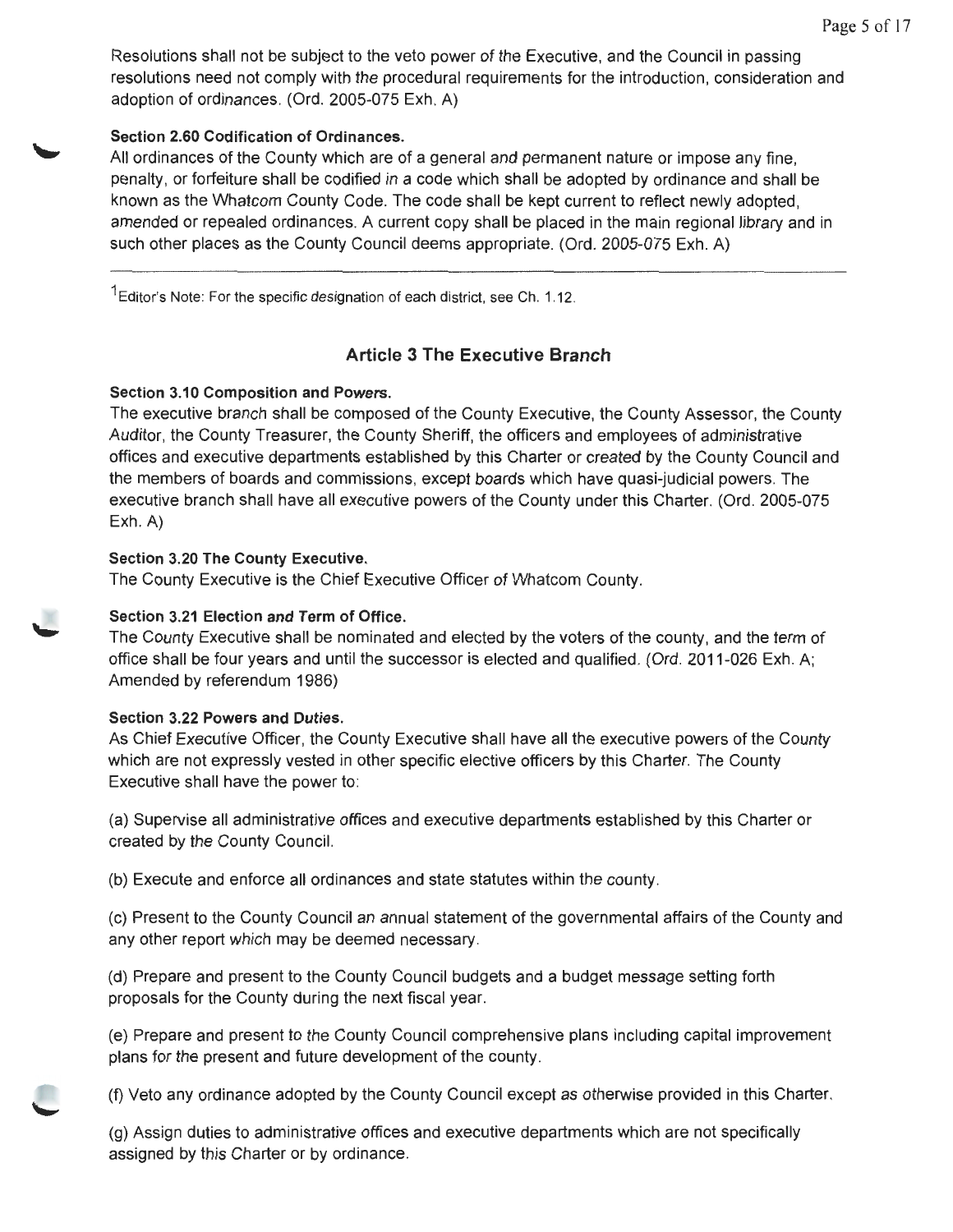Resolutions shall not be subject to the veto power of the Executive, and the Council in passing resolutions need not comply with the procedural requirements for the introduction, consideration and adoption of ordinances. (Ord. 2005-075 Exh. A)

**Section 2.60 Codification of Ordinances.**
All ordinances of the County which are of a general and permanent nature or impose any fine, penalty, or forfeiture shall be codified in a code which shall be adopted by ordinance and shall be known as the Whatcom County Code. The code shall be kept current to reflect newly adopted, amended or repealed ordinances. A current copy shall be placed in the main regional library and in such other places as the County Council deems appropriate. (Ord. 2005-075 Exh. A)

---

[1] Editor's Note: For the specific designation of each district, see Ch. 1.12.

## Article 3 The Executive Branch

**Section 3.10 Composition and Powers.**
The executive branch shall be composed of the County Executive, the County Assessor, the County Auditor, the County Treasurer, the County Sheriff, the officers and employees of administrative offices and executive departments established by this Charter or created by the County Council and the members of boards and commissions, except boards which have quasi-judicial powers. The executive branch shall have all executive powers of the County under this Charter. (Ord. 2005-075 Exh. A)

**Section 3.20 The County Executive.**
The County Executive is the Chief Executive Officer of Whatcom County.

**Section 3.21 Election and Term of Office.**
The County Executive shall be nominated and elected by the voters of the county, and the term of office shall be four years and until the successor is elected and qualified. (Ord. 2011-026 Exh. A; Amended by referendum 1986)

**Section 3.22 Powers and Duties.**
As Chief Executive Officer, the County Executive shall have all the executive powers of the County which are not expressly vested in other specific elective officers by this Charter. The County Executive shall have the power to:

(a) Supervise all administrative offices and executive departments established by this Charter or created by the County Council.

(b) Execute and enforce all ordinances and state statutes within the county.

(c) Present to the County Council an annual statement of the governmental affairs of the County and any other report which may be deemed necessary.

(d) Prepare and present to the County Council budgets and a budget message setting forth proposals for the County during the next fiscal year.

(e) Prepare and present to the County Council comprehensive plans including capital improvement plans for the present and future development of the county.

(f) Veto any ordinance adopted by the County Council except as otherwise provided in this Charter.

(g) Assign duties to administrative offices and executive departments which are not specifically assigned by this Charter or by ordinance.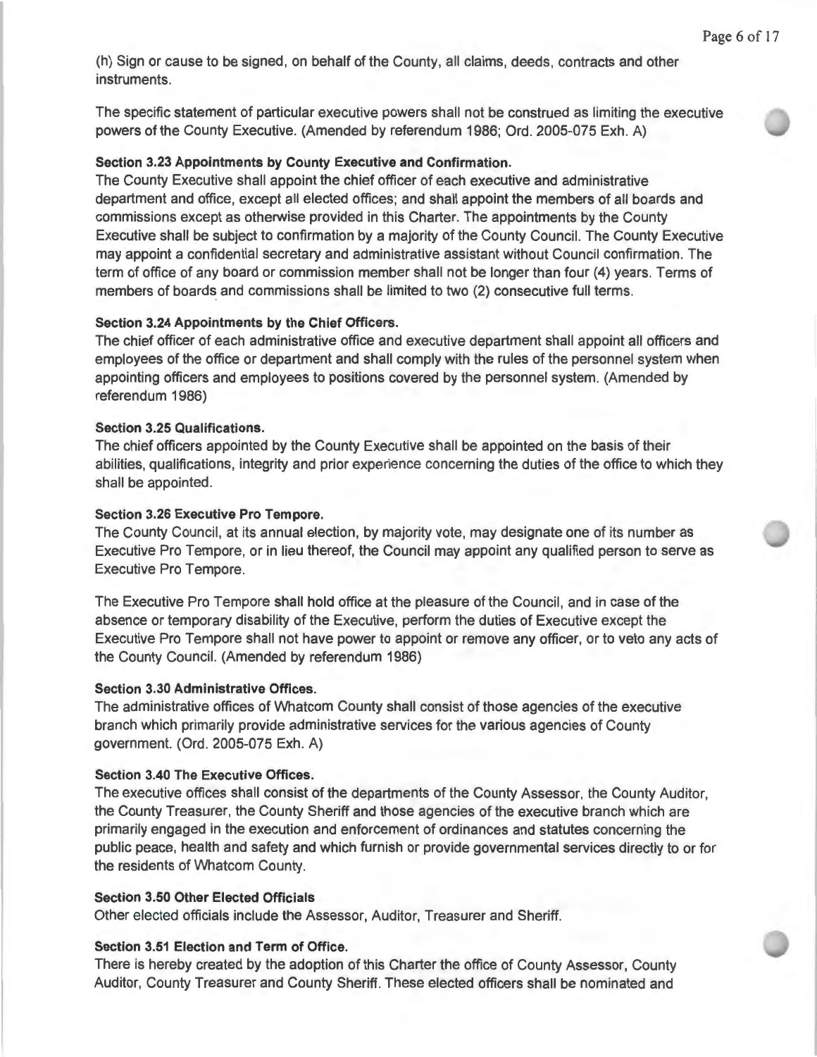(h) Sign or cause to be signed, on behalf of the County, all claims, deeds, contracts and other instruments.

The specific statement of particular executive powers shall not be construed as limiting the executive powers of the County Executive. (Amended by referendum 1986; Ord. 2005-075 Exh. A)

**Section 3.23 Appointments by County Executive and Confirmation.**
The County Executive shall appoint the chief officer of each executive and administrative department and office, except all elected offices; and shall appoint the members of all boards and commissions except as otherwise provided in this Charter. The appointments by the County Executive shall be subject to confirmation by a majority of the County Council. The County Executive may appoint a confidential secretary and administrative assistant without Council confirmation. The term of office of any board or commission member shall not be longer than four (4) years. Terms of members of boards and commissions shall be limited to two (2) consecutive full terms.

**Section 3.24 Appointments by the Chief Officers.**
The chief officer of each administrative office and executive department shall appoint all officers and employees of the office or department and shall comply with the rules of the personnel system when appointing officers and employees to positions covered by the personnel system. (Amended by referendum 1986)

**Section 3.25 Qualifications.**
The chief officers appointed by the County Executive shall be appointed on the basis of their abilities, qualifications, integrity and prior experience concerning the duties of the office to which they shall be appointed.

**Section 3.26 Executive Pro Tempore.**
The County Council, at its annual election, by majority vote, may designate one of its number as Executive Pro Tempore, or in lieu thereof, the Council may appoint any qualified person to serve as Executive Pro Tempore.

The Executive Pro Tempore shall hold office at the pleasure of the Council, and in case of the absence or temporary disability of the Executive, perform the duties of Executive except the Executive Pro Tempore shall not have power to appoint or remove any officer, or to veto any acts of the County Council. (Amended by referendum 1986)

**Section 3.30 Administrative Offices.**
The administrative offices of Whatcom County shall consist of those agencies of the executive branch which primarily provide administrative services for the various agencies of County government. (Ord. 2005-075 Exh. A)

**Section 3.40 The Executive Offices.**
The executive offices shall consist of the departments of the County Assessor, the County Auditor, the County Treasurer, the County Sheriff and those agencies of the executive branch which are primarily engaged in the execution and enforcement of ordinances and statutes concerning the public peace, health and safety and which furnish or provide governmental services directly to or for the residents of Whatcom County.

**Section 3.50 Other Elected Officials**
Other elected officials include the Assessor, Auditor, Treasurer and Sheriff.

**Section 3.51 Election and Term of Office.**
There is hereby created by the adoption of this Charter the office of County Assessor, County Auditor, County Treasurer and County Sheriff. These elected officers shall be nominated and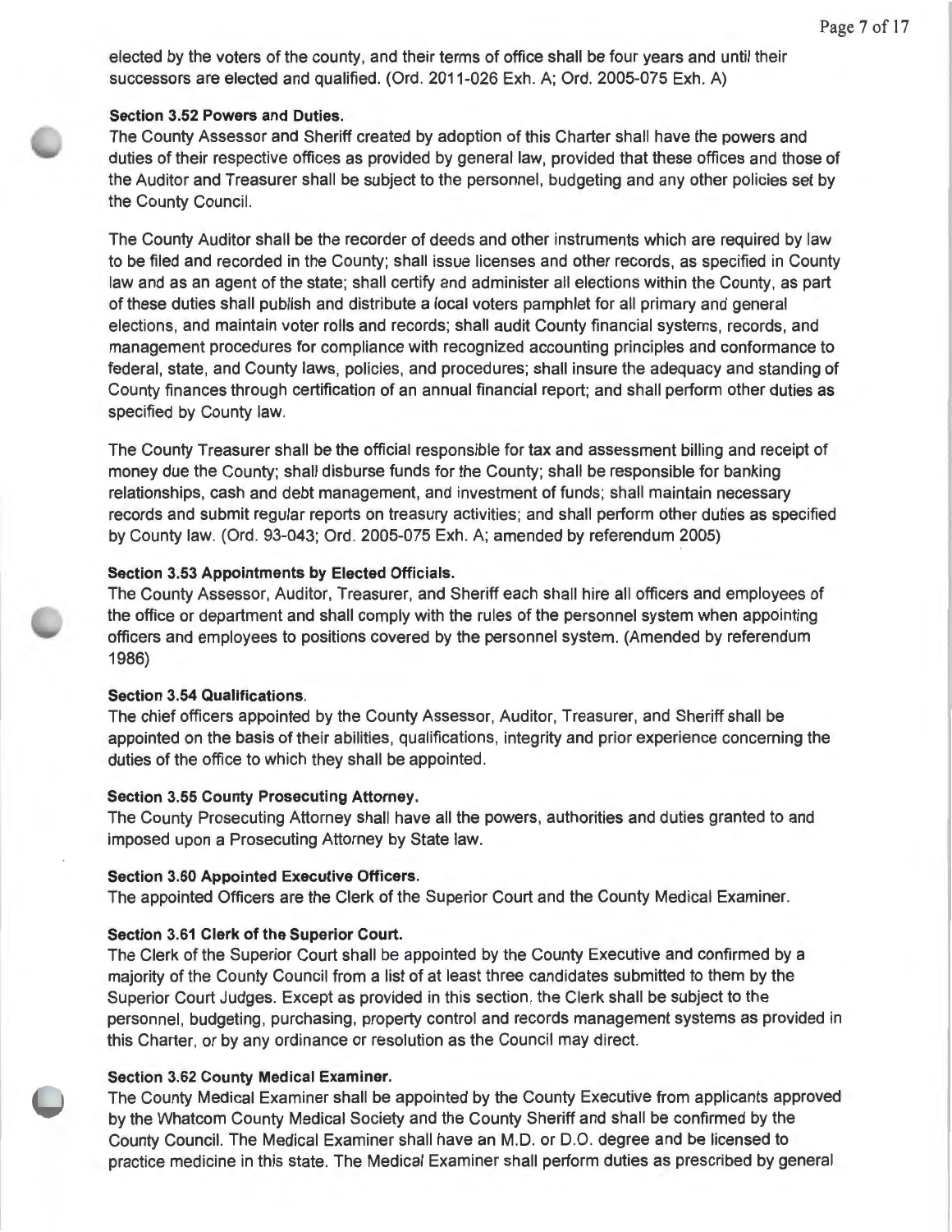elected by the voters of the county, and their terms of office shall be four years and until their successors are elected and qualified. (Ord. 2011-026 Exh. A; Ord. 2005-075 Exh. A)

**Section 3.52 Powers and Duties.**
The County Assessor and Sheriff created by adoption of this Charter shall have the powers and duties of their respective offices as provided by general law, provided that these offices and those of the Auditor and Treasurer shall be subject to the personnel, budgeting and any other policies set by the County Council.

The County Auditor shall be the recorder of deeds and other instruments which are required by law to be filed and recorded in the County; shall issue licenses and other records, as specified in County law and as an agent of the state; shall certify and administer all elections within the County, as part of these duties shall publish and distribute a local voters pamphlet for all primary and general elections, and maintain voter rolls and records; shall audit County financial systems, records, and management procedures for compliance with recognized accounting principles and conformance to federal, state, and County laws, policies, and procedures; shall insure the adequacy and standing of County finances through certification of an annual financial report; and shall perform other duties as specified by County law.

The County Treasurer shall be the official responsible for tax and assessment billing and receipt of money due the County; shall disburse funds for the County; shall be responsible for banking relationships, cash and debt management, and investment of funds; shall maintain necessary records and submit regular reports on treasury activities; and shall perform other duties as specified by County law. (Ord. 93-043; Ord. 2005-075 Exh. A; amended by referendum 2005)

**Section 3.53 Appointments by Elected Officials.**
The County Assessor, Auditor, Treasurer, and Sheriff each shall hire all officers and employees of the office or department and shall comply with the rules of the personnel system when appointing officers and employees to positions covered by the personnel system. (Amended by referendum 1986)

**Section 3.54 Qualifications.**
The chief officers appointed by the County Assessor, Auditor, Treasurer, and Sheriff shall be appointed on the basis of their abilities, qualifications, integrity and prior experience concerning the duties of the office to which they shall be appointed.

**Section 3.55 County Prosecuting Attorney.**
The County Prosecuting Attorney shall have all the powers, authorities and duties granted to and imposed upon a Prosecuting Attorney by State law.

**Section 3.60 Appointed Executive Officers.**
The appointed Officers are the Clerk of the Superior Court and the County Medical Examiner.

**Section 3.61 Clerk of the Superior Court.**
The Clerk of the Superior Court shall be appointed by the County Executive and confirmed by a majority of the County Council from a list of at least three candidates submitted to them by the Superior Court Judges. Except as provided in this section, the Clerk shall be subject to the personnel, budgeting, purchasing, property control and records management systems as provided in this Charter, or by any ordinance or resolution as the Council may direct.

**Section 3.62 County Medical Examiner.**
The County Medical Examiner shall be appointed by the County Executive from applicants approved by the Whatcom County Medical Society and the County Sheriff and shall be confirmed by the County Council. The Medical Examiner shall have an M.D. or D.O. degree and be licensed to practice medicine in this state. The Medical Examiner shall perform duties as prescribed by general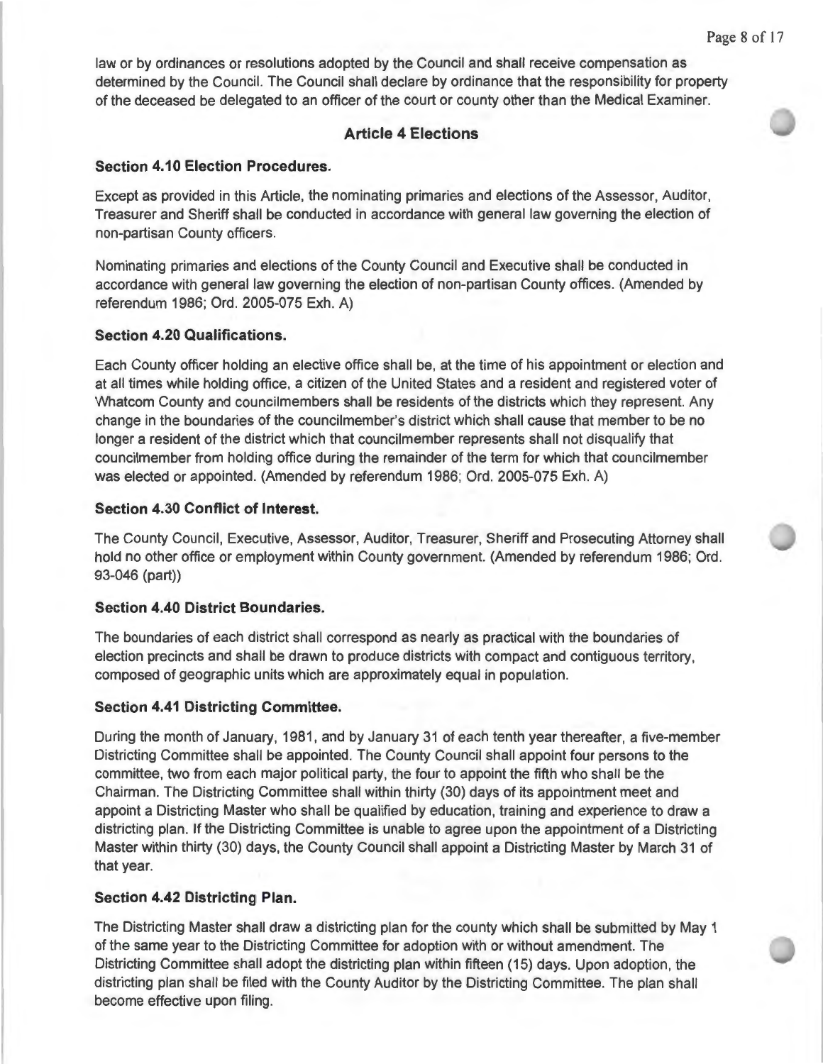law or by ordinances or resolutions adopted by the Council and shall receive compensation as determined by the Council. The Council shall declare by ordinance that the responsibility for property of the deceased be delegated to an officer of the court or county other than the Medical Examiner.

## Article 4 Elections

### Section 4.10 Election Procedures.

Except as provided in this Article, the nominating primaries and elections of the Assessor, Auditor, Treasurer and Sheriff shall be conducted in accordance with general law governing the election of non-partisan County officers.

Nominating primaries and elections of the County Council and Executive shall be conducted in accordance with general law governing the election of non-partisan County offices. (Amended by referendum 1986; Ord. 2005-075 Exh. A)

### Section 4.20 Qualifications.

Each County officer holding an elective office shall be, at the time of his appointment or election and at all times while holding office, a citizen of the United States and a resident and registered voter of Whatcom County and councilmembers shall be residents of the districts which they represent. Any change in the boundaries of the councilmember's district which shall cause that member to be no longer a resident of the district which that councilmember represents shall not disqualify that councilmember from holding office during the remainder of the term for which that councilmember was elected or appointed. (Amended by referendum 1986; Ord. 2005-075 Exh. A)

### Section 4.30 Conflict of Interest.

The County Council, Executive, Assessor, Auditor, Treasurer, Sheriff and Prosecuting Attorney shall hold no other office or employment within County government. (Amended by referendum 1986; Ord. 93-046 (part))

### Section 4.40 District Boundaries.

The boundaries of each district shall correspond as nearly as practical with the boundaries of election precincts and shall be drawn to produce districts with compact and contiguous territory, composed of geographic units which are approximately equal in population.

### Section 4.41 Districting Committee.

During the month of January, 1981, and by January 31 of each tenth year thereafter, a five-member Districting Committee shall be appointed. The County Council shall appoint four persons to the committee, two from each major political party, the four to appoint the fifth who shall be the Chairman. The Districting Committee shall within thirty (30) days of its appointment meet and appoint a Districting Master who shall be qualified by education, training and experience to draw a districting plan. If the Districting Committee is unable to agree upon the appointment of a Districting Master within thirty (30) days, the County Council shall appoint a Districting Master by March 31 of that year.

### Section 4.42 Districting Plan.

The Districting Master shall draw a districting plan for the county which shall be submitted by May 1 of the same year to the Districting Committee for adoption with or without amendment. The Districting Committee shall adopt the districting plan within fifteen (15) days. Upon adoption, the districting plan shall be filed with the County Auditor by the Districting Committee. The plan shall become effective upon filing.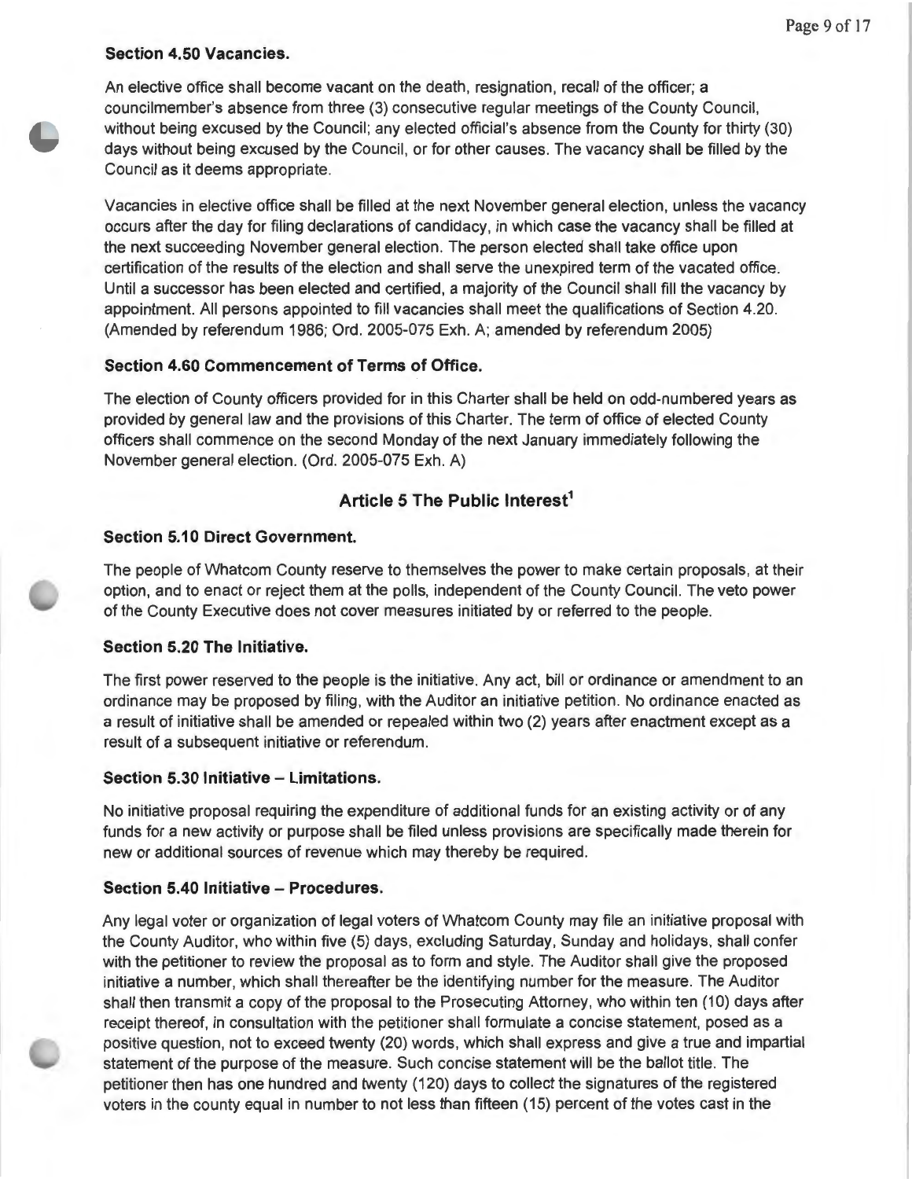### Section 4.50 Vacancies.

An elective office shall become vacant on the death, resignation, recall of the officer; a councilmember's absence from three (3) consecutive regular meetings of the County Council, without being excused by the Council; any elected official's absence from the County for thirty (30) days without being excused by the Council, or for other causes. The vacancy shall be filled by the Council as it deems appropriate.

Vacancies in elective office shall be filled at the next November general election, unless the vacancy occurs after the day for filing declarations of candidacy, in which case the vacancy shall be filled at the next succeeding November general election. The person elected shall take office upon certification of the results of the election and shall serve the unexpired term of the vacated office. Until a successor has been elected and certified, a majority of the Council shall fill the vacancy by appointment. All persons appointed to fill vacancies shall meet the qualifications of Section 4.20. (Amended by referendum 1986; Ord. 2005-075 Exh. A; amended by referendum 2005)

### Section 4.60 Commencement of Terms of Office.

The election of County officers provided for in this Charter shall be held on odd-numbered years as provided by general law and the provisions of this Charter. The term of office of elected County officers shall commence on the second Monday of the next January immediately following the November general election. (Ord. 2005-075 Exh. A)

## Article 5 The Public Interest[1]

### Section 5.10 Direct Government.

The people of Whatcom County reserve to themselves the power to make certain proposals, at their option, and to enact or reject them at the polls, independent of the County Council. The veto power of the County Executive does not cover measures initiated by or referred to the people.

### Section 5.20 The Initiative.

The first power reserved to the people is the initiative. Any act, bill or ordinance or amendment to an ordinance may be proposed by filing, with the Auditor an initiative petition. No ordinance enacted as a result of initiative shall be amended or repealed within two (2) years after enactment except as a result of a subsequent initiative or referendum.

### Section 5.30 Initiative – Limitations.

No initiative proposal requiring the expenditure of additional funds for an existing activity or of any funds for a new activity or purpose shall be filed unless provisions are specifically made therein for new or additional sources of revenue which may thereby be required.

### Section 5.40 Initiative – Procedures.

Any legal voter or organization of legal voters of Whatcom County may file an initiative proposal with the County Auditor, who within five (5) days, excluding Saturday, Sunday and holidays, shall confer with the petitioner to review the proposal as to form and style. The Auditor shall give the proposed initiative a number, which shall thereafter be the identifying number for the measure. The Auditor shall then transmit a copy of the proposal to the Prosecuting Attorney, who within ten (10) days after receipt thereof, in consultation with the petitioner shall formulate a concise statement, posed as a positive question, not to exceed twenty (20) words, which shall express and give a true and impartial statement of the purpose of the measure. Such concise statement will be the ballot title. The petitioner then has one hundred and twenty (120) days to collect the signatures of the registered voters in the county equal in number to not less than fifteen (15) percent of the votes cast in the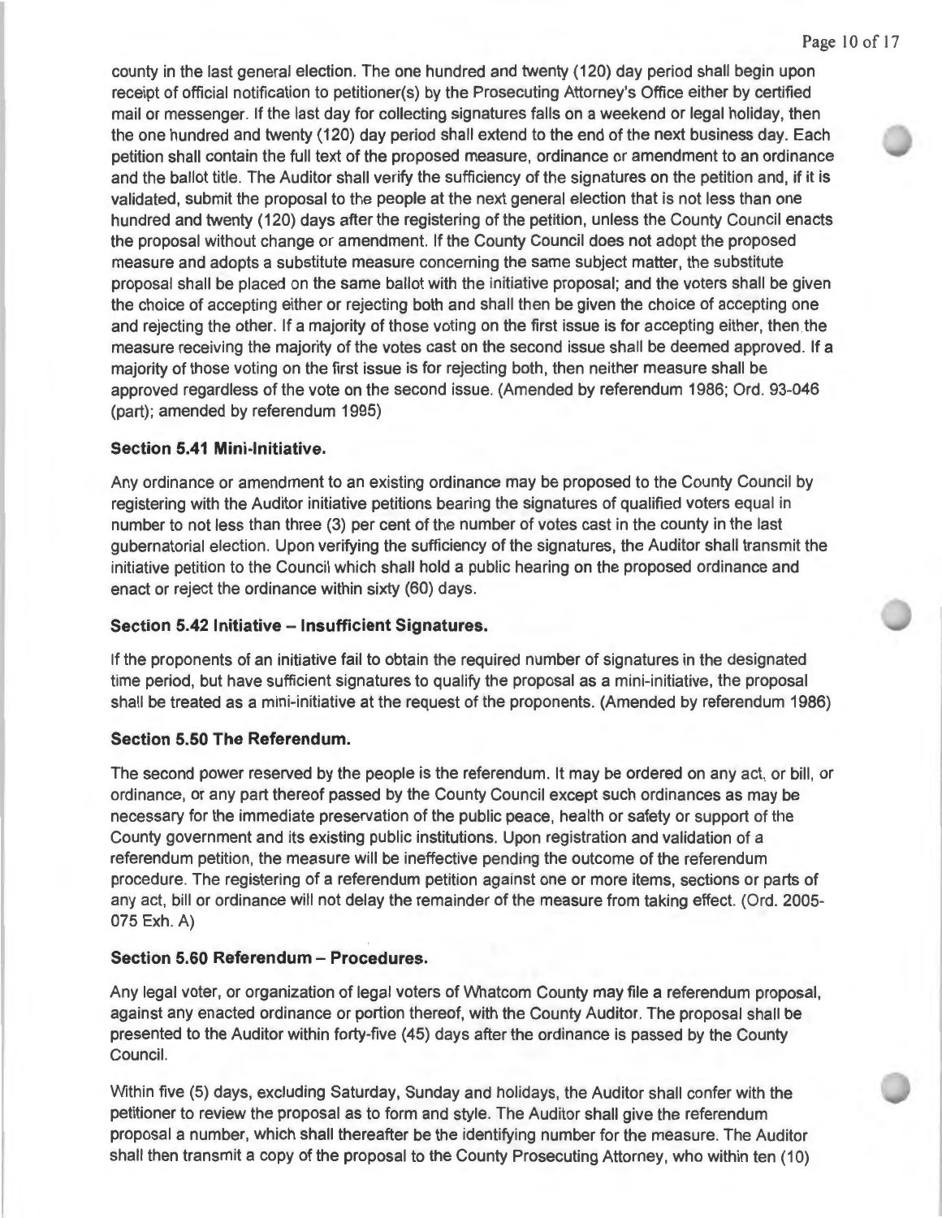county in the last general election. The one hundred and twenty (120) day period shall begin upon receipt of official notification to petitioner(s) by the Prosecuting Attorney's Office either by certified mail or messenger. If the last day for collecting signatures falls on a weekend or legal holiday, then the one hundred and twenty (120) day period shall extend to the end of the next business day. Each petition shall contain the full text of the proposed measure, ordinance or amendment to an ordinance and the ballot title. The Auditor shall verify the sufficiency of the signatures on the petition and, if it is validated, submit the proposal to the people at the next general election that is not less than one hundred and twenty (120) days after the registering of the petition, unless the County Council enacts the proposal without change or amendment. If the County Council does not adopt the proposed measure and adopts a substitute measure concerning the same subject matter, the substitute proposal shall be placed on the same ballot with the initiative proposal; and the voters shall be given the choice of accepting either or rejecting both and shall then be given the choice of accepting one and rejecting the other. If a majority of those voting on the first issue is for accepting either, then the measure receiving the majority of the votes cast on the second issue shall be deemed approved. If a majority of those voting on the first issue is for rejecting both, then neither measure shall be approved regardless of the vote on the second issue. (Amended by referendum 1986; Ord. 93-046 (part); amended by referendum 1995)

### Section 5.41 Mini-Initiative.

Any ordinance or amendment to an existing ordinance may be proposed to the County Council by registering with the Auditor initiative petitions bearing the signatures of qualified voters equal in number to not less than three (3) per cent of the number of votes cast in the county in the last gubernatorial election. Upon verifying the sufficiency of the signatures, the Auditor shall transmit the initiative petition to the Council which shall hold a public hearing on the proposed ordinance and enact or reject the ordinance within sixty (60) days.

### Section 5.42 Initiative – Insufficient Signatures.

If the proponents of an initiative fail to obtain the required number of signatures in the designated time period, but have sufficient signatures to qualify the proposal as a mini-initiative, the proposal shall be treated as a mini-initiative at the request of the proponents. (Amended by referendum 1986)

### Section 5.50 The Referendum.

The second power reserved by the people is the referendum. It may be ordered on any act, or bill, or ordinance, or any part thereof passed by the County Council except such ordinances as may be necessary for the immediate preservation of the public peace, health or safety or support of the County government and its existing public institutions. Upon registration and validation of a referendum petition, the measure will be ineffective pending the outcome of the referendum procedure. The registering of a referendum petition against one or more items, sections or parts of any act, bill or ordinance will not delay the remainder of the measure from taking effect. (Ord. 2005-075 Exh. A)

### Section 5.60 Referendum – Procedures.

Any legal voter, or organization of legal voters of Whatcom County may file a referendum proposal, against any enacted ordinance or portion thereof, with the County Auditor. The proposal shall be presented to the Auditor within forty-five (45) days after the ordinance is passed by the County Council.

Within five (5) days, excluding Saturday, Sunday and holidays, the Auditor shall confer with the petitioner to review the proposal as to form and style. The Auditor shall give the referendum proposal a number, which shall thereafter be the identifying number for the measure. The Auditor shall then transmit a copy of the proposal to the County Prosecuting Attorney, who within ten (10)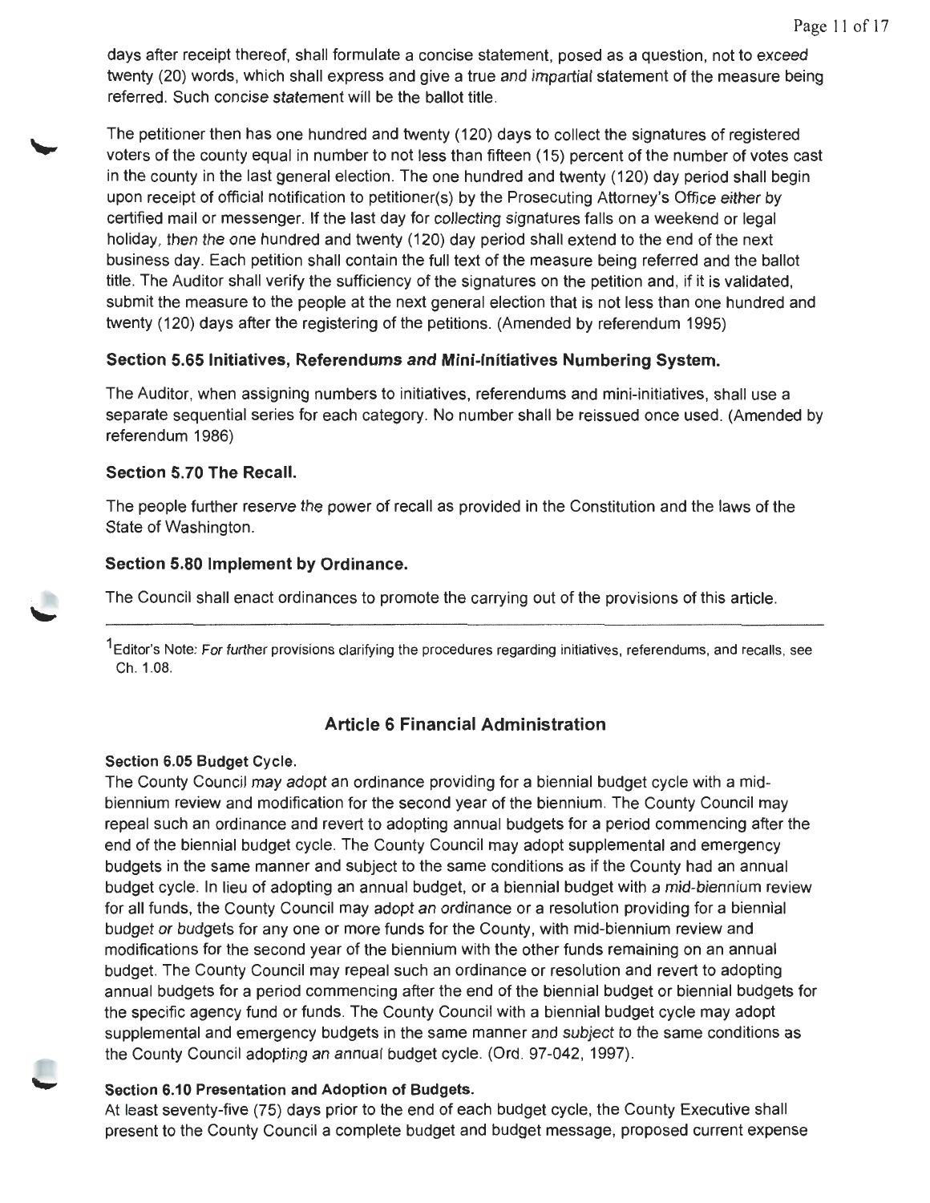days after receipt thereof, shall formulate a concise statement, posed as a question, not to exceed twenty (20) words, which shall express and give a true and impartial statement of the measure being referred. Such concise statement will be the ballot title.

The petitioner then has one hundred and twenty (120) days to collect the signatures of registered voters of the county equal in number to not less than fifteen (15) percent of the number of votes cast in the county in the last general election. The one hundred and twenty (120) day period shall begin upon receipt of official notification to petitioner(s) by the Prosecuting Attorney's Office either by certified mail or messenger. If the last day for collecting signatures falls on a weekend or legal holiday, then the one hundred and twenty (120) day period shall extend to the end of the next business day. Each petition shall contain the full text of the measure being referred and the ballot title. The Auditor shall verify the sufficiency of the signatures on the petition and, if it is validated, submit the measure to the people at the next general election that is not less than one hundred and twenty (120) days after the registering of the petitions. (Amended by referendum 1995)

### Section 5.65 Initiatives, Referendums and Mini-Initiatives Numbering System.

The Auditor, when assigning numbers to initiatives, referendums and mini-initiatives, shall use a separate sequential series for each category. No number shall be reissued once used. (Amended by referendum 1986)

### Section 5.70 The Recall.

The people further reserve the power of recall as provided in the Constitution and the laws of the State of Washington.

### Section 5.80 Implement by Ordinance.

The Council shall enact ordinances to promote the carrying out of the provisions of this article.

---

[1]Editor's Note: For further provisions clarifying the procedures regarding initiatives, referendums, and recalls, see Ch. 1.08.

## Article 6 Financial Administration

### Section 6.05 Budget Cycle.

The County Council may adopt an ordinance providing for a biennial budget cycle with a mid-biennium review and modification for the second year of the biennium. The County Council may repeal such an ordinance and revert to adopting annual budgets for a period commencing after the end of the biennial budget cycle. The County Council may adopt supplemental and emergency budgets in the same manner and subject to the same conditions as if the County had an annual budget cycle. In lieu of adopting an annual budget, or a biennial budget with a mid-biennium review for all funds, the County Council may adopt an ordinance or a resolution providing for a biennial budget or budgets for any one or more funds for the County, with mid-biennium review and modifications for the second year of the biennium with the other funds remaining on an annual budget. The County Council may repeal such an ordinance or resolution and revert to adopting annual budgets for a period commencing after the end of the biennial budget or biennial budgets for the specific agency fund or funds. The County Council with a biennial budget cycle may adopt supplemental and emergency budgets in the same manner and subject to the same conditions as the County Council adopting an annual budget cycle. (Ord. 97-042, 1997).

### Section 6.10 Presentation and Adoption of Budgets.

At least seventy-five (75) days prior to the end of each budget cycle, the County Executive shall present to the County Council a complete budget and budget message, proposed current expense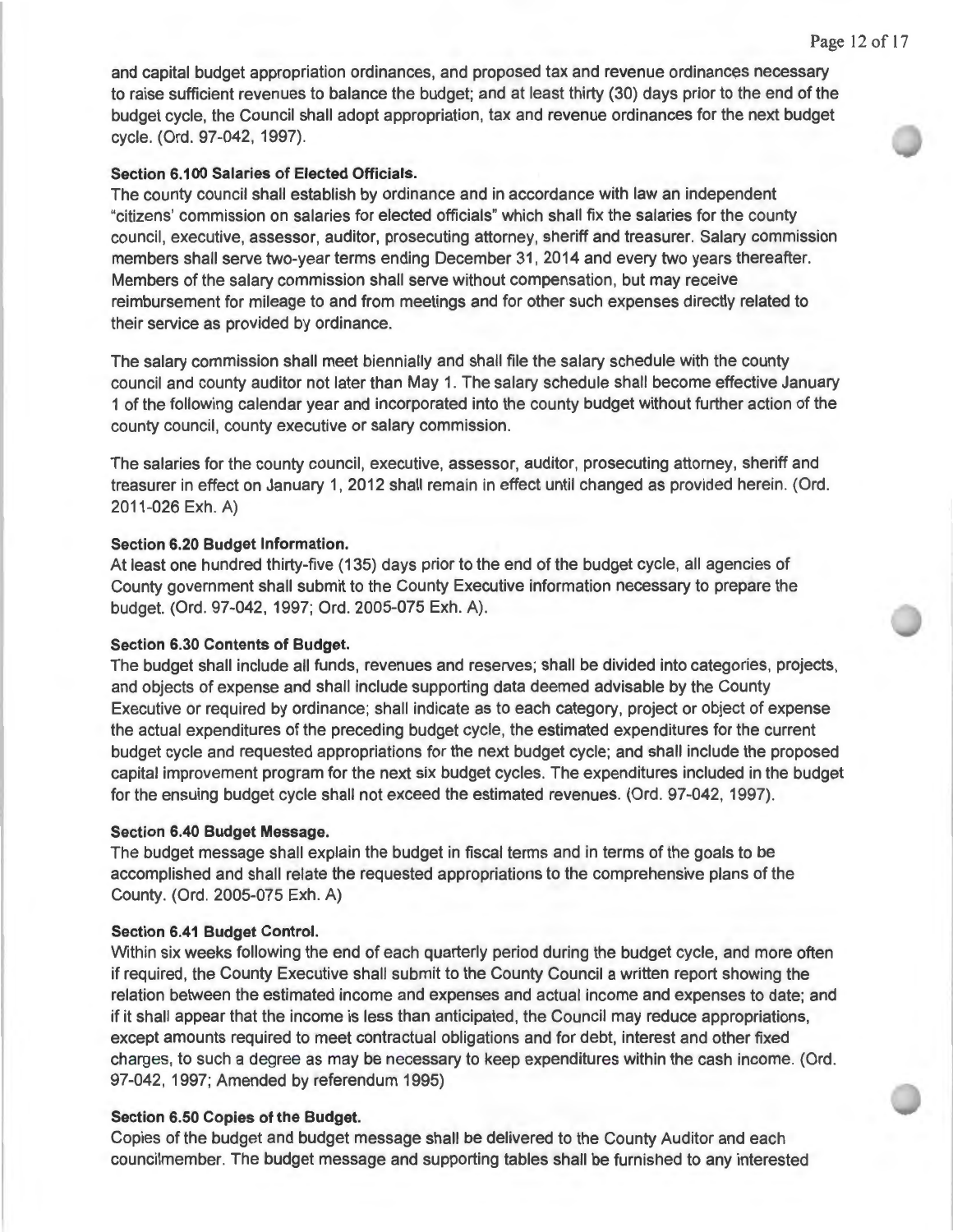and capital budget appropriation ordinances, and proposed tax and revenue ordinances necessary to raise sufficient revenues to balance the budget; and at least thirty (30) days prior to the end of the budget cycle, the Council shall adopt appropriation, tax and revenue ordinances for the next budget cycle. (Ord. 97-042, 1997).

**Section 6.100 Salaries of Elected Officials.**

The county council shall establish by ordinance and in accordance with law an independent "citizens' commission on salaries for elected officials" which shall fix the salaries for the county council, executive, assessor, auditor, prosecuting attorney, sheriff and treasurer. Salary commission members shall serve two-year terms ending December 31, 2014 and every two years thereafter. Members of the salary commission shall serve without compensation, but may receive reimbursement for mileage to and from meetings and for other such expenses directly related to their service as provided by ordinance.

The salary commission shall meet biennially and shall file the salary schedule with the county council and county auditor not later than May 1. The salary schedule shall become effective January 1 of the following calendar year and incorporated into the county budget without further action of the county council, county executive or salary commission.

The salaries for the county council, executive, assessor, auditor, prosecuting attorney, sheriff and treasurer in effect on January 1, 2012 shall remain in effect until changed as provided herein. (Ord. 2011-026 Exh. A)

**Section 6.20 Budget Information.**

At least one hundred thirty-five (135) days prior to the end of the budget cycle, all agencies of County government shall submit to the County Executive information necessary to prepare the budget. (Ord. 97-042, 1997; Ord. 2005-075 Exh. A).

**Section 6.30 Contents of Budget.**

The budget shall include all funds, revenues and reserves; shall be divided into categories, projects, and objects of expense and shall include supporting data deemed advisable by the County Executive or required by ordinance; shall indicate as to each category, project or object of expense the actual expenditures of the preceding budget cycle, the estimated expenditures for the current budget cycle and requested appropriations for the next budget cycle; and shall include the proposed capital improvement program for the next six budget cycles. The expenditures included in the budget for the ensuing budget cycle shall not exceed the estimated revenues. (Ord. 97-042, 1997).

**Section 6.40 Budget Message.**

The budget message shall explain the budget in fiscal terms and in terms of the goals to be accomplished and shall relate the requested appropriations to the comprehensive plans of the County. (Ord. 2005-075 Exh. A)

**Section 6.41 Budget Control.**

Within six weeks following the end of each quarterly period during the budget cycle, and more often if required, the County Executive shall submit to the County Council a written report showing the relation between the estimated income and expenses and actual income and expenses to date; and if it shall appear that the income is less than anticipated, the Council may reduce appropriations, except amounts required to meet contractual obligations and for debt, interest and other fixed charges, to such a degree as may be necessary to keep expenditures within the cash income. (Ord. 97-042, 1997; Amended by referendum 1995)

**Section 6.50 Copies of the Budget.**

Copies of the budget and budget message shall be delivered to the County Auditor and each councilmember. The budget message and supporting tables shall be furnished to any interested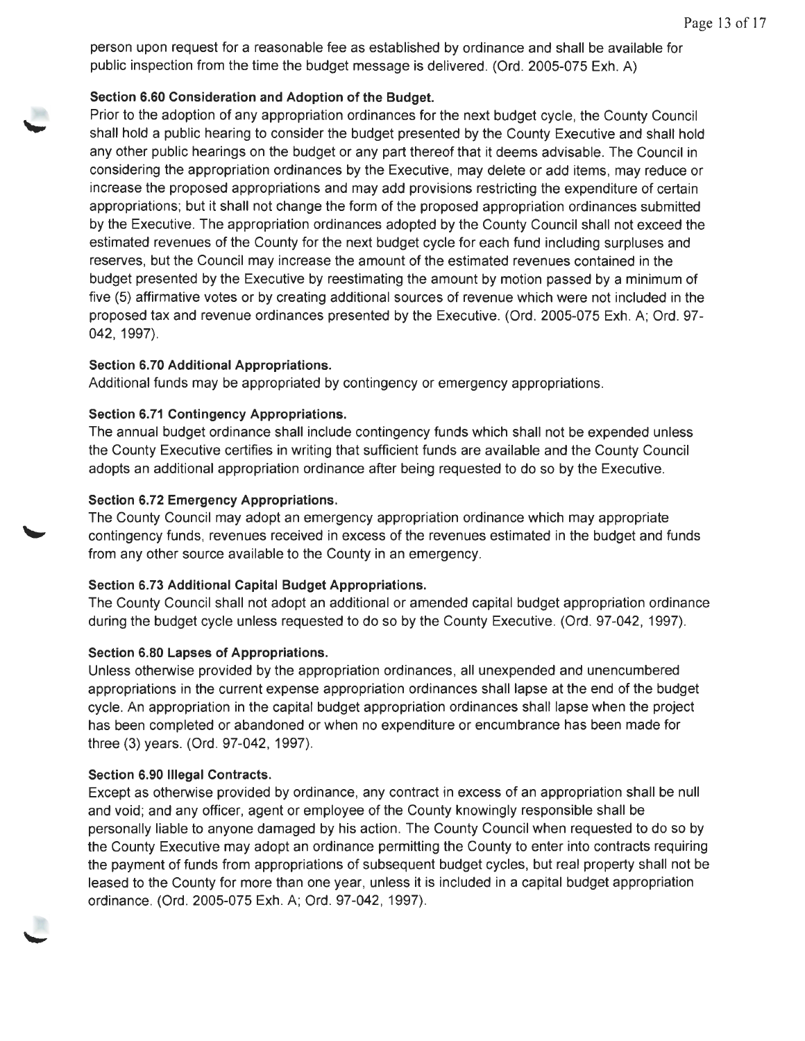person upon request for a reasonable fee as established by ordinance and shall be available for public inspection from the time the budget message is delivered. (Ord. 2005-075 Exh. A)

**Section 6.60 Consideration and Adoption of the Budget.**

Prior to the adoption of any appropriation ordinances for the next budget cycle, the County Council shall hold a public hearing to consider the budget presented by the County Executive and shall hold any other public hearings on the budget or any part thereof that it deems advisable. The Council in considering the appropriation ordinances by the Executive, may delete or add items, may reduce or increase the proposed appropriations and may add provisions restricting the expenditure of certain appropriations; but it shall not change the form of the proposed appropriation ordinances submitted by the Executive. The appropriation ordinances adopted by the County Council shall not exceed the estimated revenues of the County for the next budget cycle for each fund including surpluses and reserves, but the Council may increase the amount of the estimated revenues contained in the budget presented by the Executive by reestimating the amount by motion passed by a minimum of five (5) affirmative votes or by creating additional sources of revenue which were not included in the proposed tax and revenue ordinances presented by the Executive. (Ord. 2005-075 Exh. A; Ord. 97-042, 1997).

**Section 6.70 Additional Appropriations.**

Additional funds may be appropriated by contingency or emergency appropriations.

**Section 6.71 Contingency Appropriations.**

The annual budget ordinance shall include contingency funds which shall not be expended unless the County Executive certifies in writing that sufficient funds are available and the County Council adopts an additional appropriation ordinance after being requested to do so by the Executive.

**Section 6.72 Emergency Appropriations.**

The County Council may adopt an emergency appropriation ordinance which may appropriate contingency funds, revenues received in excess of the revenues estimated in the budget and funds from any other source available to the County in an emergency.

**Section 6.73 Additional Capital Budget Appropriations.**

The County Council shall not adopt an additional or amended capital budget appropriation ordinance during the budget cycle unless requested to do so by the County Executive. (Ord. 97-042, 1997).

**Section 6.80 Lapses of Appropriations.**

Unless otherwise provided by the appropriation ordinances, all unexpended and unencumbered appropriations in the current expense appropriation ordinances shall lapse at the end of the budget cycle. An appropriation in the capital budget appropriation ordinances shall lapse when the project has been completed or abandoned or when no expenditure or encumbrance has been made for three (3) years. (Ord. 97-042, 1997).

**Section 6.90 Illegal Contracts.**

Except as otherwise provided by ordinance, any contract in excess of an appropriation shall be null and void; and any officer, agent or employee of the County knowingly responsible shall be personally liable to anyone damaged by his action. The County Council when requested to do so by the County Executive may adopt an ordinance permitting the County to enter into contracts requiring the payment of funds from appropriations of subsequent budget cycles, but real property shall not be leased to the County for more than one year, unless it is included in a capital budget appropriation ordinance. (Ord. 2005-075 Exh. A; Ord. 97-042, 1997).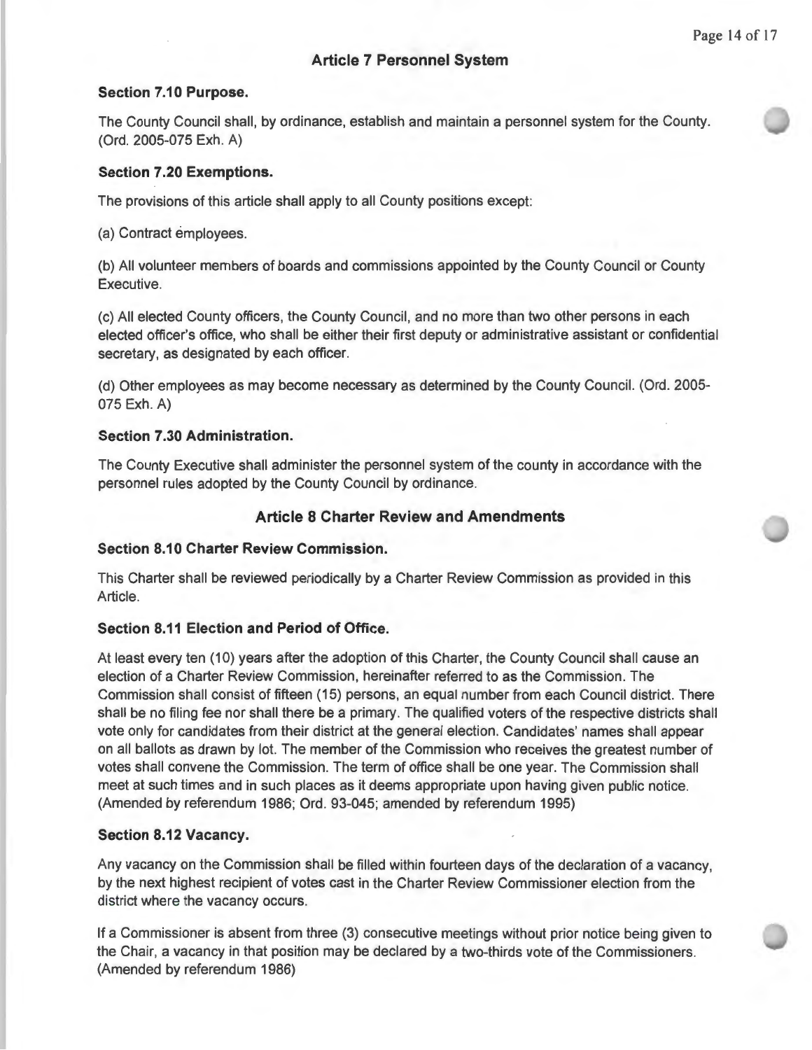## Article 7 Personnel System

### Section 7.10 Purpose.

The County Council shall, by ordinance, establish and maintain a personnel system for the County. (Ord. 2005-075 Exh. A)

### Section 7.20 Exemptions.

The provisions of this article shall apply to all County positions except:

(a) Contract employees.

(b) All volunteer members of boards and commissions appointed by the County Council or County Executive.

(c) All elected County officers, the County Council, and no more than two other persons in each elected officer's office, who shall be either their first deputy or administrative assistant or confidential secretary, as designated by each officer.

(d) Other employees as may become necessary as determined by the County Council. (Ord. 2005-075 Exh. A)

### Section 7.30 Administration.

The County Executive shall administer the personnel system of the county in accordance with the personnel rules adopted by the County Council by ordinance.

## Article 8 Charter Review and Amendments

### Section 8.10 Charter Review Commission.

This Charter shall be reviewed periodically by a Charter Review Commission as provided in this Article.

### Section 8.11 Election and Period of Office.

At least every ten (10) years after the adoption of this Charter, the County Council shall cause an election of a Charter Review Commission, hereinafter referred to as the Commission. The Commission shall consist of fifteen (15) persons, an equal number from each Council district. There shall be no filing fee nor shall there be a primary. The qualified voters of the respective districts shall vote only for candidates from their district at the general election. Candidates' names shall appear on all ballots as drawn by lot. The member of the Commission who receives the greatest number of votes shall convene the Commission. The term of office shall be one year. The Commission shall meet at such times and in such places as it deems appropriate upon having given public notice. (Amended by referendum 1986; Ord. 93-045; amended by referendum 1995)

### Section 8.12 Vacancy.

Any vacancy on the Commission shall be filled within fourteen days of the declaration of a vacancy, by the next highest recipient of votes cast in the Charter Review Commissioner election from the district where the vacancy occurs.

If a Commissioner is absent from three (3) consecutive meetings without prior notice being given to the Chair, a vacancy in that position may be declared by a two-thirds vote of the Commissioners. (Amended by referendum 1986)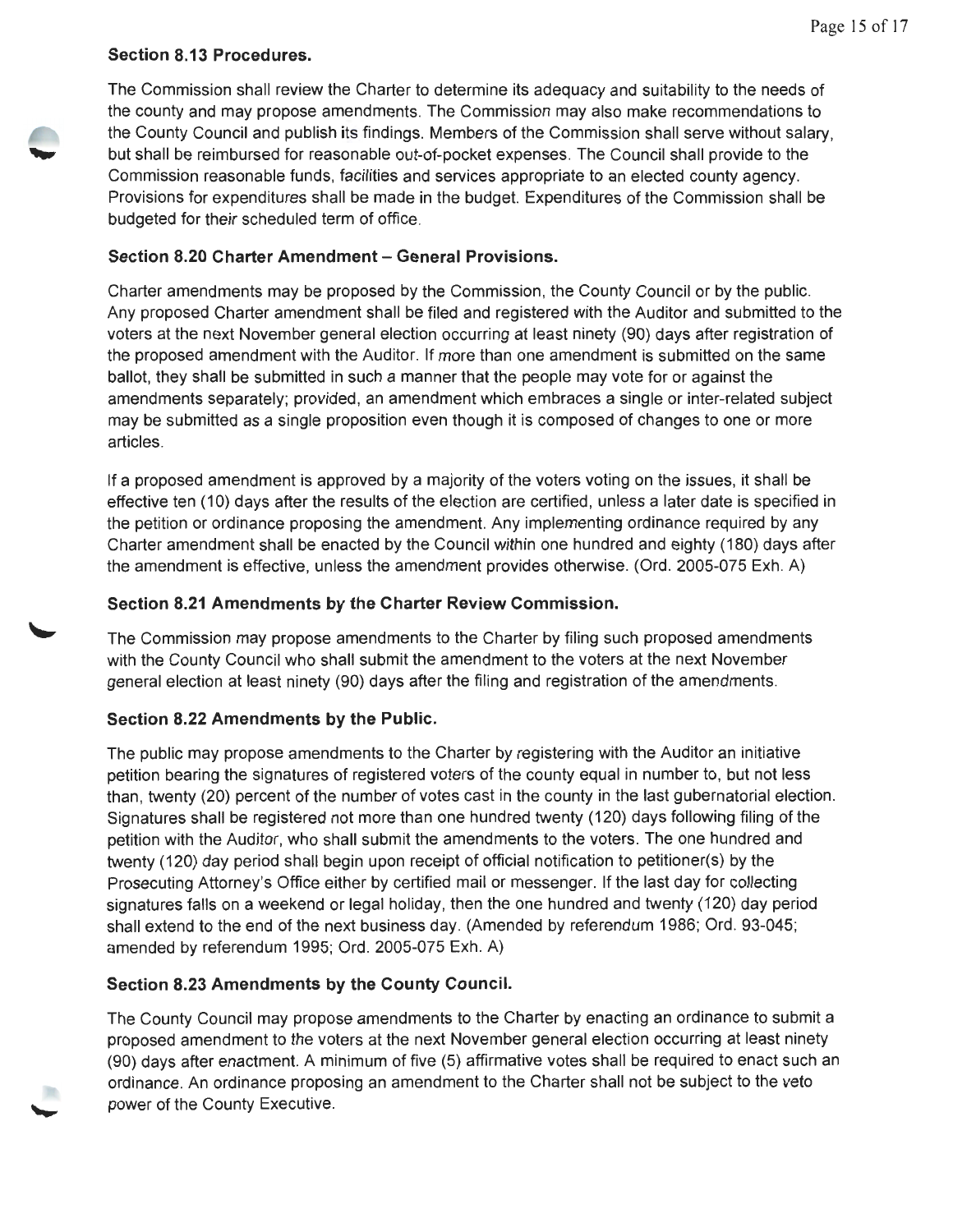### Section 8.13 Procedures.

The Commission shall review the Charter to determine its adequacy and suitability to the needs of the county and may propose amendments. The Commission may also make recommendations to the County Council and publish its findings. Members of the Commission shall serve without salary, but shall be reimbursed for reasonable out-of-pocket expenses. The Council shall provide to the Commission reasonable funds, facilities and services appropriate to an elected county agency. Provisions for expenditures shall be made in the budget. Expenditures of the Commission shall be budgeted for their scheduled term of office.

### Section 8.20 Charter Amendment – General Provisions.

Charter amendments may be proposed by the Commission, the County Council or by the public. Any proposed Charter amendment shall be filed and registered with the Auditor and submitted to the voters at the next November general election occurring at least ninety (90) days after registration of the proposed amendment with the Auditor. If more than one amendment is submitted on the same ballot, they shall be submitted in such a manner that the people may vote for or against the amendments separately; provided, an amendment which embraces a single or inter-related subject may be submitted as a single proposition even though it is composed of changes to one or more articles.

If a proposed amendment is approved by a majority of the voters voting on the issues, it shall be effective ten (10) days after the results of the election are certified, unless a later date is specified in the petition or ordinance proposing the amendment. Any implementing ordinance required by any Charter amendment shall be enacted by the Council within one hundred and eighty (180) days after the amendment is effective, unless the amendment provides otherwise. (Ord. 2005-075 Exh. A)

### Section 8.21 Amendments by the Charter Review Commission.

The Commission may propose amendments to the Charter by filing such proposed amendments with the County Council who shall submit the amendment to the voters at the next November general election at least ninety (90) days after the filing and registration of the amendments.

### Section 8.22 Amendments by the Public.

The public may propose amendments to the Charter by registering with the Auditor an initiative petition bearing the signatures of registered voters of the county equal in number to, but not less than, twenty (20) percent of the number of votes cast in the county in the last gubernatorial election. Signatures shall be registered not more than one hundred twenty (120) days following filing of the petition with the Auditor, who shall submit the amendments to the voters. The one hundred and twenty (120) day period shall begin upon receipt of official notification to petitioner(s) by the Prosecuting Attorney's Office either by certified mail or messenger. If the last day for collecting signatures falls on a weekend or legal holiday, then the one hundred and twenty (120) day period shall extend to the end of the next business day. (Amended by referendum 1986; Ord. 93-045; amended by referendum 1995; Ord. 2005-075 Exh. A)

### Section 8.23 Amendments by the County Council.

The County Council may propose amendments to the Charter by enacting an ordinance to submit a proposed amendment to the voters at the next November general election occurring at least ninety (90) days after enactment. A minimum of five (5) affirmative votes shall be required to enact such an ordinance. An ordinance proposing an amendment to the Charter shall not be subject to the veto power of the County Executive.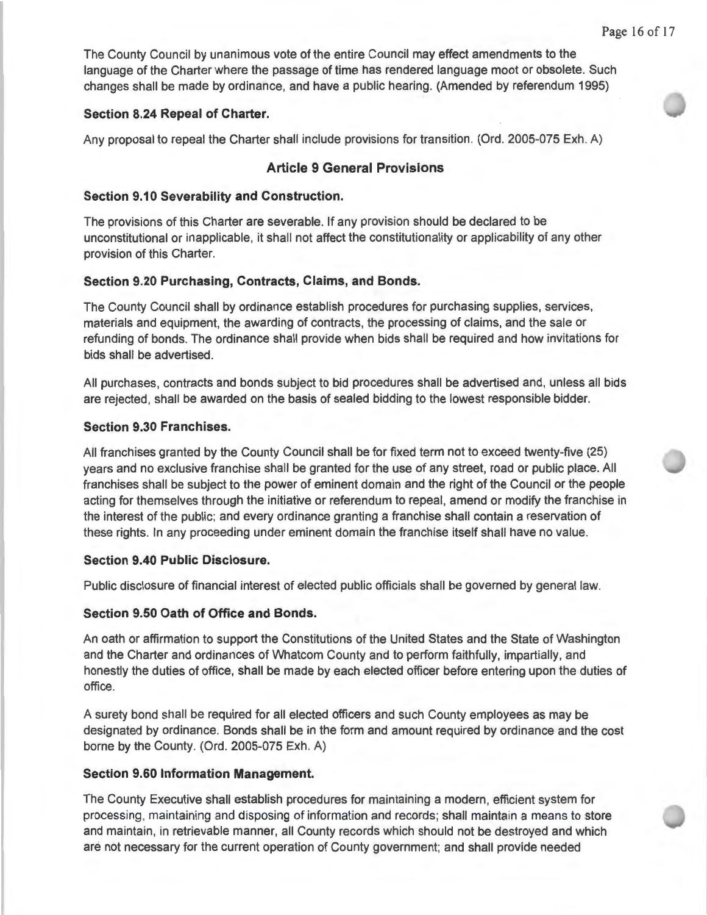The County Council by unanimous vote of the entire Council may effect amendments to the language of the Charter where the passage of time has rendered language moot or obsolete. Such changes shall be made by ordinance, and have a public hearing. (Amended by referendum 1995)

### Section 8.24 Repeal of Charter.

Any proposal to repeal the Charter shall include provisions for transition. (Ord. 2005-075 Exh. A)

## Article 9 General Provisions

### Section 9.10 Severability and Construction.

The provisions of this Charter are severable. If any provision should be declared to be unconstitutional or inapplicable, it shall not affect the constitutionality or applicability of any other provision of this Charter.

### Section 9.20 Purchasing, Contracts, Claims, and Bonds.

The County Council shall by ordinance establish procedures for purchasing supplies, services, materials and equipment, the awarding of contracts, the processing of claims, and the sale or refunding of bonds. The ordinance shall provide when bids shall be required and how invitations for bids shall be advertised.

All purchases, contracts and bonds subject to bid procedures shall be advertised and, unless all bids are rejected, shall be awarded on the basis of sealed bidding to the lowest responsible bidder.

### Section 9.30 Franchises.

All franchises granted by the County Council shall be for fixed term not to exceed twenty-five (25) years and no exclusive franchise shall be granted for the use of any street, road or public place. All franchises shall be subject to the power of eminent domain and the right of the Council or the people acting for themselves through the initiative or referendum to repeal, amend or modify the franchise in the interest of the public; and every ordinance granting a franchise shall contain a reservation of these rights. In any proceeding under eminent domain the franchise itself shall have no value.

### Section 9.40 Public Disclosure.

Public disclosure of financial interest of elected public officials shall be governed by general law.

### Section 9.50 Oath of Office and Bonds.

An oath or affirmation to support the Constitutions of the United States and the State of Washington and the Charter and ordinances of Whatcom County and to perform faithfully, impartially, and honestly the duties of office, shall be made by each elected officer before entering upon the duties of office.

A surety bond shall be required for all elected officers and such County employees as may be designated by ordinance. Bonds shall be in the form and amount required by ordinance and the cost borne by the County. (Ord. 2005-075 Exh. A)

### Section 9.60 Information Management.

The County Executive shall establish procedures for maintaining a modern, efficient system for processing, maintaining and disposing of information and records; shall maintain a means to store and maintain, in retrievable manner, all County records which should not be destroyed and which are not necessary for the current operation of County government; and shall provide needed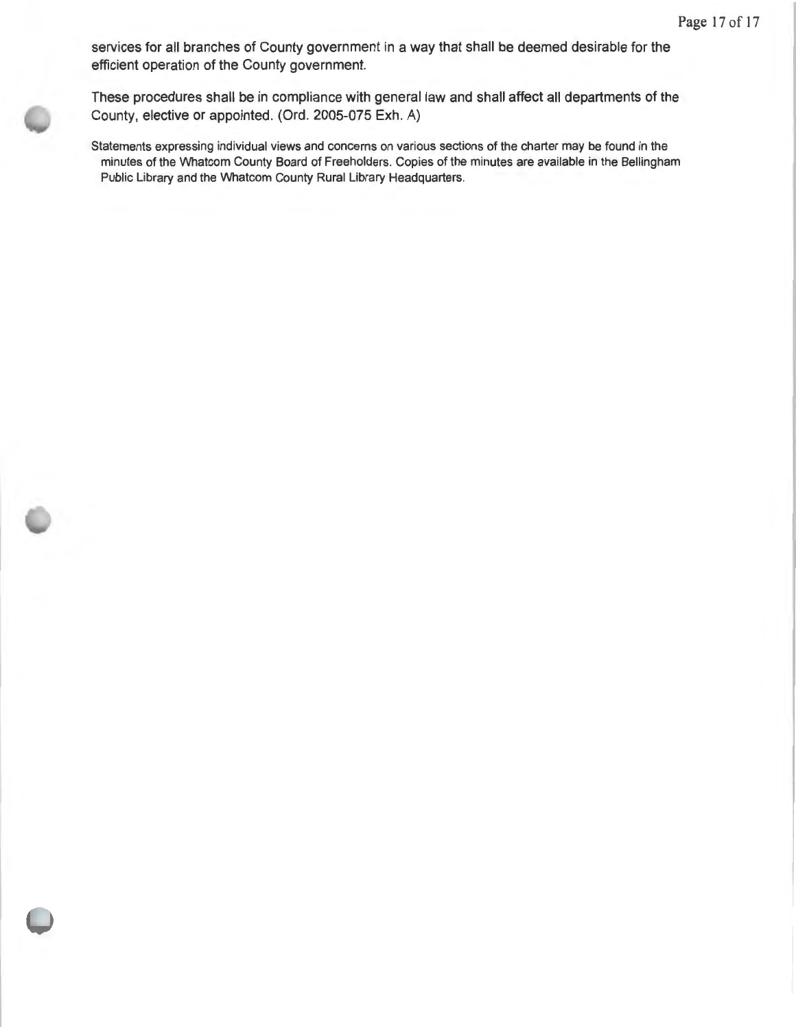services for all branches of County government in a way that shall be deemed desirable for the efficient operation of the County government.

These procedures shall be in compliance with general law and shall affect all departments of the County, elective or appointed. (Ord. 2005-075 Exh. A)

Statements expressing individual views and concerns on various sections of the charter may be found in the minutes of the Whatcom County Board of Freeholders. Copies of the minutes are available in the Bellingham Public Library and the Whatcom County Rural Library Headquarters.